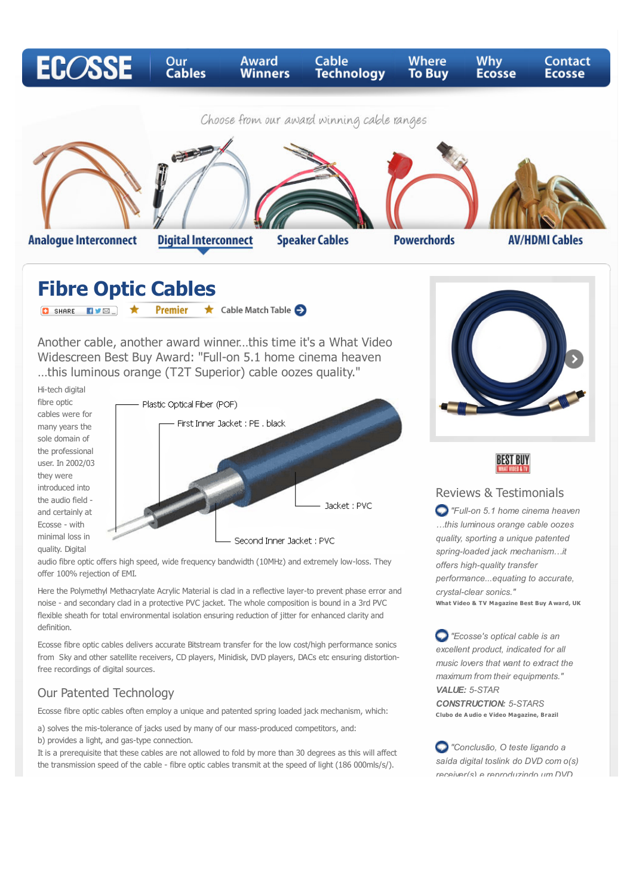ECOSSE | Our Cables | Award Winners | Cable Technology | Where To Buy | Why Ecosse | Contact Ecosse

Choose from our award winning cable ranges

Analogue Interconnect | Digital Interconnect | Speaker Cables | Powerchords | AV/HDMI Cables

# Fibre Optic Cables

SHARE ★ Premier ★ Cable Match Table

Another cable, another award winner...this time it's a What Video Widescreen Best Buy Award: "Full-on 5.1 home cinema heaven ...this luminous orange (T2T Superior) cable oozes quality."

Plastic Optical Fiber (POF)
First Inner Jacket : PE . black
Jacket : PVC
Second Inner Jacket : PVC

Hi-tech digital fibre optic cables were for many years the sole domain of the professional user. In 2002/03 they were introduced into the audio field - and certainly at Ecosse - with minimal loss in quality. Digital audio fibre optic offers high speed, wide frequency bandwidth (10MHz) and extremely low-loss. They offer 100% rejection of EMI.

Here the Polymethyl Methacrylate Acrylic Material is clad in a reflective layer-to prevent phase error and noise - and secondary clad in a protective PVC jacket. The whole composition is bound in a 3rd PVC flexible sheath for total environmental isolation ensuring reduction of jitter for enhanced clarity and definition.

Ecosse fibre optic cables delivers accurate Bitstream transfer for the low cost/high performance sonics from Sky and other satellite receivers, CD players, Minidisk, DVD players, DACs etc ensuring distortion-free recordings of digital sources.

## Our Patented Technology

Ecosse fibre optic cables often employ a unique and patented spring loaded jack mechanism, which:

a) solves the mis-tolerance of jacks used by many of our mass-produced competitors, and:
b) provides a light, and gas-type connection.

It is a prerequisite that these cables are not allowed to fold by more than 30 degrees as this will affect the transmission speed of the cable - fibre optic cables transmit at the speed of light (186 000mls/s/).

BEST BUY
WHAT VIDEO & TV

## Reviews & Testimonials

*"Full-on 5.1 home cinema heaven …this luminous orange cable oozes quality, sporting a unique patented spring-loaded jack mechanism…it offers high-quality transfer performance...equating to accurate, crystal-clear sonics."*

**What Video & TV Magazine Best Buy Award, UK**

*"Ecosse's optical cable is an excellent product, indicated for all music lovers that want to extract the maximum from their equipments."*
***VALUE:*** *5-STAR*
***CONSTRUCTION:*** *5-STARS*

**Clubo de Audio e Video Magazine, Brazil**

*"Conclusão, O teste ligando a saída digital toslink do DVD com o(s) receiver(s) e reproduzindo um DVD*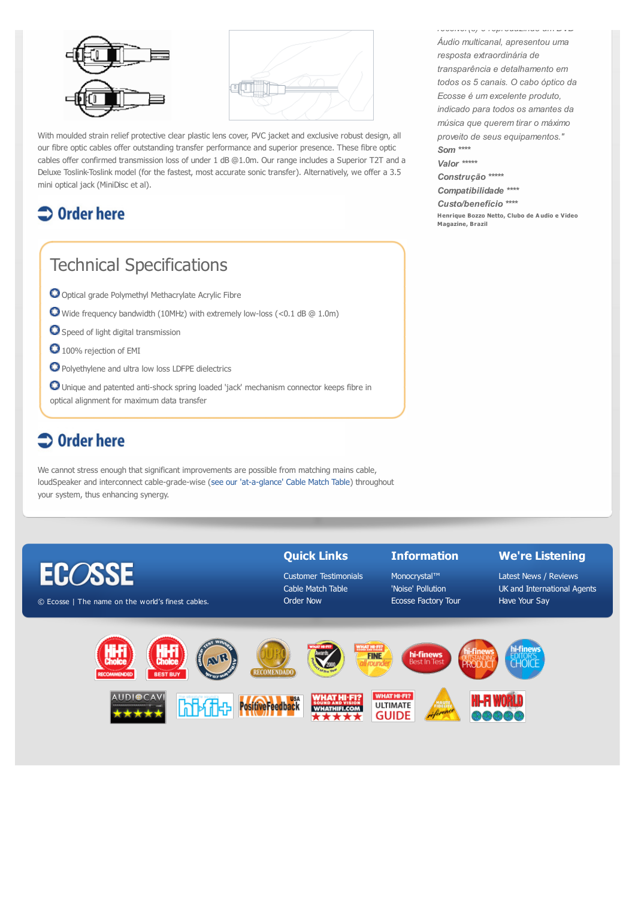*receiver(s) e reproduzindo um DVD Áudio multicanal, apresentou uma resposta extraordinária de transparência e detalhamento em todos os 5 canais. O cabo óptico da Ecosse é um excelente produto, indicado para todos os amantes da música que querem tirar o máximo proveito de seus equipamentos."*

***Som*** ****

***Valor*** *****

***Construção*** *****

***Compatibilidade*** ****

***Custo/benefício*** ****

**Henrique Bozzo Netto, Clubo de Audio e Video Magazine, Brazil**

With moulded strain relief protective clear plastic lens cover, PVC jacket and exclusive robust design, all our fibre optic cables offer outstanding transfer performance and superior presence. These fibre optic cables offer confirmed transmission loss of under 1 dB @1.0m. Our range includes a Superior T2T and a Deluxe Toslink-Toslink model (for the fastest, most accurate sonic transfer). Alternatively, we offer a 3.5 mini optical jack (MiniDisc et al).

**Order here**

## Technical Specifications

- Optical grade Polymethyl Methacrylate Acrylic Fibre
- Wide frequency bandwidth (10MHz) with extremely low-loss (<0.1 dB @ 1.0m)
- Speed of light digital transmission
- 100% rejection of EMI
- Polyethylene and ultra low loss LDFPE dielectrics
- Unique and patented anti-shock spring loaded 'jack' mechanism connector keeps fibre in optical alignment for maximum data transfer

**Order here**

We cannot stress enough that significant improvements are possible from matching mains cable, loudSpeaker and interconnect cable-grade-wise (see our 'at-a-glance' Cable Match Table) throughout your system, thus enhancing synergy.

**ECOSSE**

© Ecosse | The name on the world's finest cables.

**Quick Links**

- Customer Testimonials
- Cable Match Table
- Order Now

**Information**

- Monocrystal™
- 'Noise' Pollution
- Ecosse Factory Tour

**We're Listening**

- Latest News / Reviews
- UK and International Agents
- Have Your Say